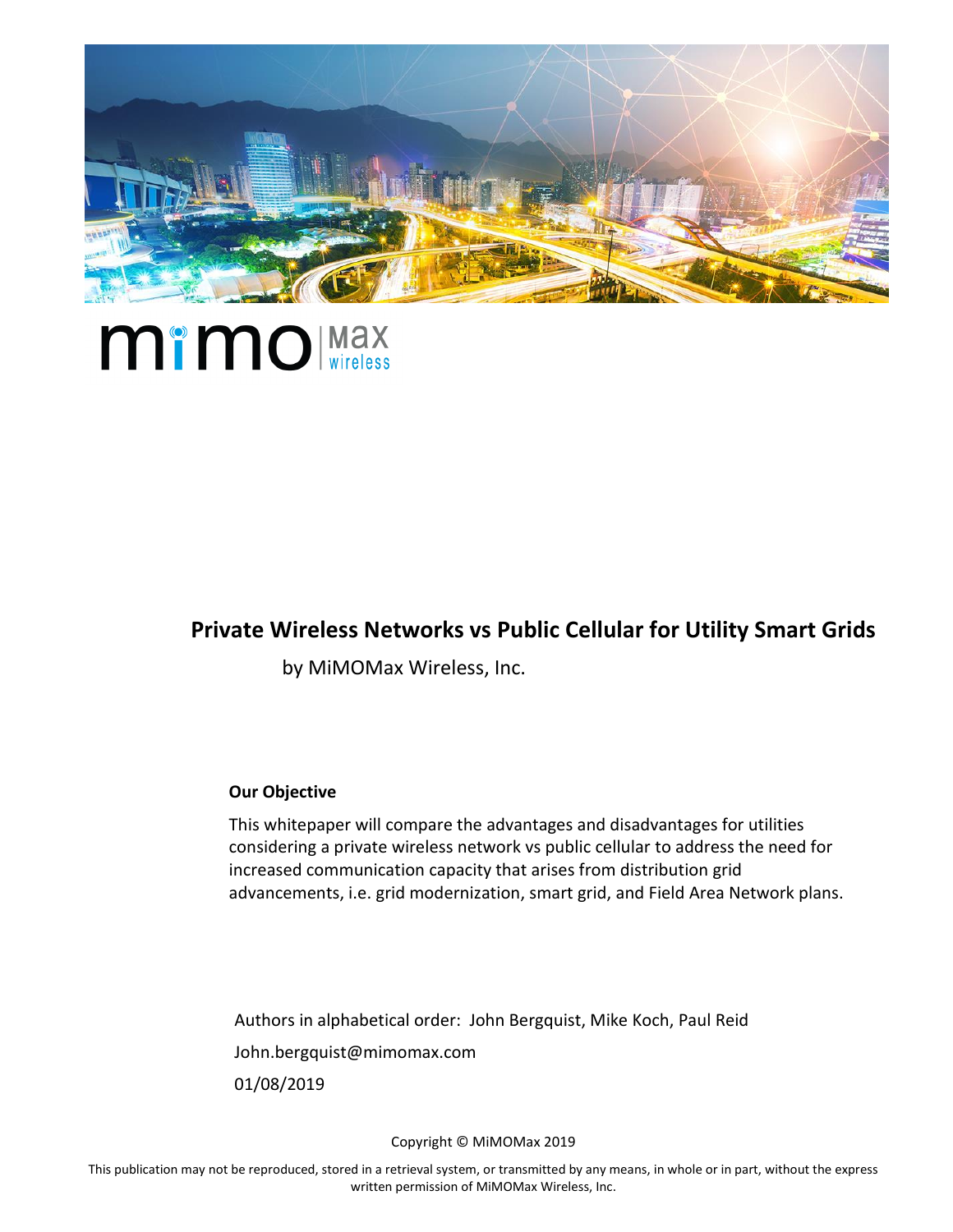# Private Wireless Networks vs Public Cellular for Utility Smart Grids

by MiMOMax Wireless, Inc.

**Our Objective**

This whitepaper will compare the advantages and disadvantages for utilities considering a private wireless network vs public cellular to address the need for increased communication capacity that arises from distribution grid advancements, i.e. grid modernization, smart grid, and Field Area Network plans.

Authors in alphabetical order: John Bergquist, Mike Koch, Paul Reid

John.bergquist@mimomax.com

01/08/2019

Copyright © MiMOMax 2019

This publication may not be reproduced, stored in a retrieval system, or transmitted by any means, in whole or in part, without the express written permission of MiMOMax Wireless, Inc.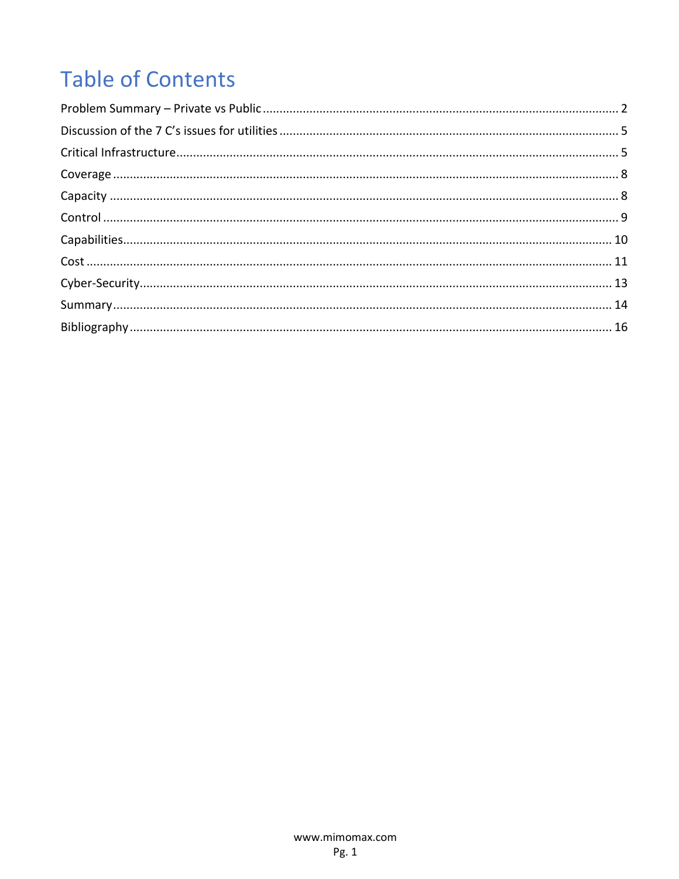# Table of Contents

Problem Summary – Private vs Public ........................................ 2

Discussion of the 7 C's issues for utilities ........................................ 5

Critical Infrastructure ........................................ 5

Coverage ........................................ 8

Capacity ........................................ 8

Control ........................................ 9

Capabilities ........................................ 10

Cost ........................................ 11

Cyber-Security ........................................ 13

Summary ........................................ 14

Bibliography ........................................ 16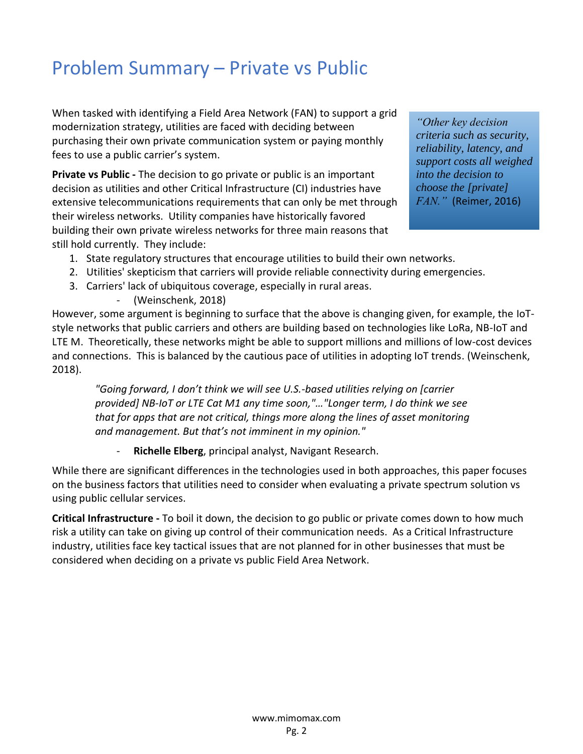# Problem Summary – Private vs Public

When tasked with identifying a Field Area Network (FAN) to support a grid modernization strategy, utilities are faced with deciding between purchasing their own private communication system or paying monthly fees to use a public carrier's system.

> *"Other key decision criteria such as security, reliability, latency, and support costs all weighed into the decision to choose the [private] FAN."* (Reimer, 2016)

**Private vs Public -** The decision to go private or public is an important decision as utilities and other Critical Infrastructure (CI) industries have extensive telecommunications requirements that can only be met through their wireless networks. Utility companies have historically favored building their own private wireless networks for three main reasons that still hold currently. They include:

1. State regulatory structures that encourage utilities to build their own networks.
2. Utilities' skepticism that carriers will provide reliable connectivity during emergencies.
3. Carriers' lack of ubiquitous coverage, especially in rural areas.
   - (Weinschenk, 2018)

However, some argument is beginning to surface that the above is changing given, for example, the IoT-style networks that public carriers and others are building based on technologies like LoRa, NB-IoT and LTE M. Theoretically, these networks might be able to support millions and millions of low-cost devices and connections. This is balanced by the cautious pace of utilities in adopting IoT trends. (Weinschenk, 2018).

> *"Going forward, I don't think we will see U.S.-based utilities relying on [carrier provided] NB-IoT or LTE Cat M1 any time soon,"…"Longer term, I do think we see that for apps that are not critical, things more along the lines of asset monitoring and management. But that's not imminent in my opinion."*
>
> - **Richelle Elberg**, principal analyst, Navigant Research.

While there are significant differences in the technologies used in both approaches, this paper focuses on the business factors that utilities need to consider when evaluating a private spectrum solution vs using public cellular services.

**Critical Infrastructure -** To boil it down, the decision to go public or private comes down to how much risk a utility can take on giving up control of their communication needs. As a Critical Infrastructure industry, utilities face key tactical issues that are not planned for in other businesses that must be considered when deciding on a private vs public Field Area Network.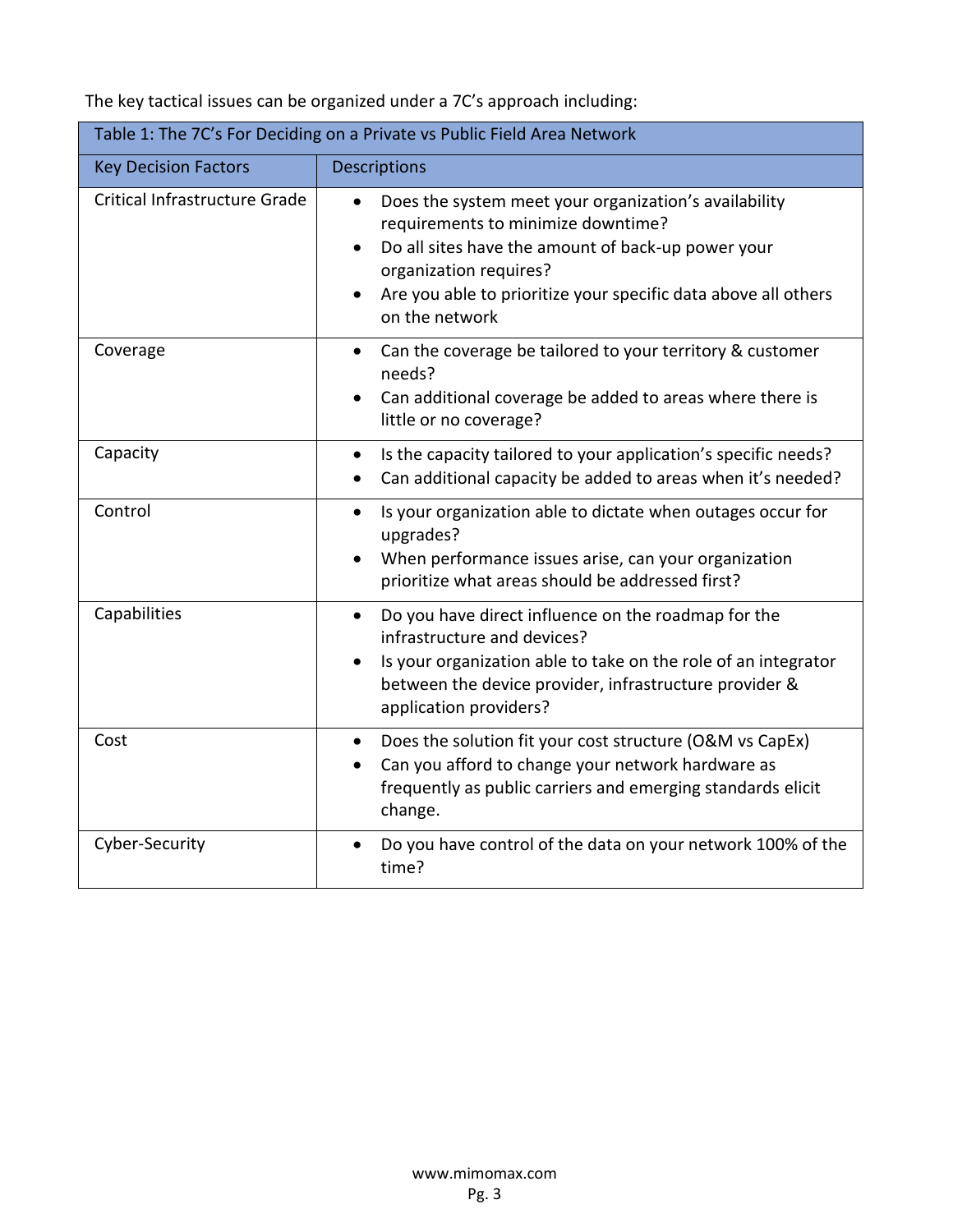The key tactical issues can be organized under a 7C's approach including:

Table 1: The 7C's For Deciding on a Private vs Public Field Area Network

| Key Decision Factors | Descriptions |
|---|---|
| Critical Infrastructure Grade | • Does the system meet your organization's availability requirements to minimize downtime?<br>• Do all sites have the amount of back-up power your organization requires?<br>• Are you able to prioritize your specific data above all others on the network |
| Coverage | • Can the coverage be tailored to your territory & customer needs?<br>• Can additional coverage be added to areas where there is little or no coverage? |
| Capacity | • Is the capacity tailored to your application's specific needs?<br>• Can additional capacity be added to areas when it's needed? |
| Control | • Is your organization able to dictate when outages occur for upgrades?<br>• When performance issues arise, can your organization prioritize what areas should be addressed first? |
| Capabilities | • Do you have direct influence on the roadmap for the infrastructure and devices?<br>• Is your organization able to take on the role of an integrator between the device provider, infrastructure provider & application providers? |
| Cost | • Does the solution fit your cost structure (O&M vs CapEx)<br>• Can you afford to change your network hardware as frequently as public carriers and emerging standards elicit change. |
| Cyber-Security | • Do you have control of the data on your network 100% of the time? |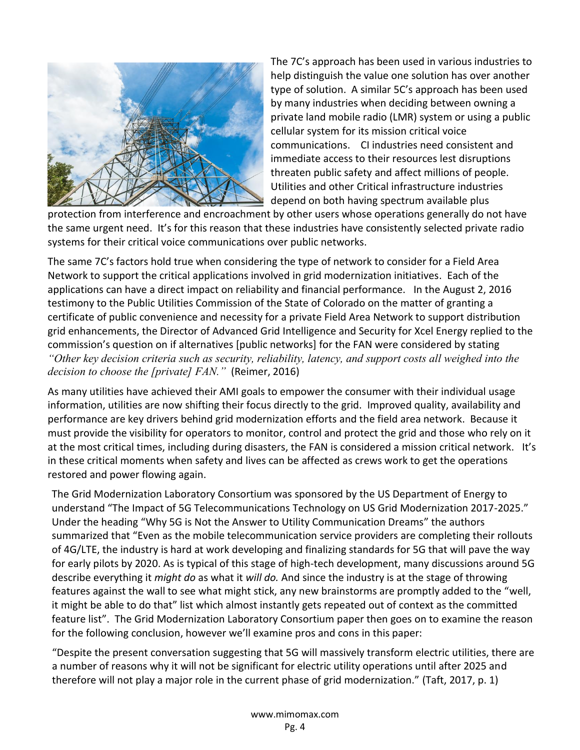The 7C's approach has been used in various industries to help distinguish the value one solution has over another type of solution. A similar 5C's approach has been used by many industries when deciding between owning a private land mobile radio (LMR) system or using a public cellular system for its mission critical voice communications. CI industries need consistent and immediate access to their resources lest disruptions threaten public safety and affect millions of people. Utilities and other Critical infrastructure industries depend on both having spectrum available plus protection from interference and encroachment by other users whose operations generally do not have the same urgent need. It's for this reason that these industries have consistently selected private radio systems for their critical voice communications over public networks.

The same 7C's factors hold true when considering the type of network to consider for a Field Area Network to support the critical applications involved in grid modernization initiatives. Each of the applications can have a direct impact on reliability and financial performance. In the August 2, 2016 testimony to the Public Utilities Commission of the State of Colorado on the matter of granting a certificate of public convenience and necessity for a private Field Area Network to support distribution grid enhancements, the Director of Advanced Grid Intelligence and Security for Xcel Energy replied to the commission's question on if alternatives [public networks] for the FAN were considered by stating *"Other key decision criteria such as security, reliability, latency, and support costs all weighed into the decision to choose the [private] FAN."* (Reimer, 2016)

As many utilities have achieved their AMI goals to empower the consumer with their individual usage information, utilities are now shifting their focus directly to the grid. Improved quality, availability and performance are key drivers behind grid modernization efforts and the field area network. Because it must provide the visibility for operators to monitor, control and protect the grid and those who rely on it at the most critical times, including during disasters, the FAN is considered a mission critical network. It's in these critical moments when safety and lives can be affected as crews work to get the operations restored and power flowing again.

The Grid Modernization Laboratory Consortium was sponsored by the US Department of Energy to understand "The Impact of 5G Telecommunications Technology on US Grid Modernization 2017-2025." Under the heading "Why 5G is Not the Answer to Utility Communication Dreams" the authors summarized that "Even as the mobile telecommunication service providers are completing their rollouts of 4G/LTE, the industry is hard at work developing and finalizing standards for 5G that will pave the way for early pilots by 2020. As is typical of this stage of high-tech development, many discussions around 5G describe everything it *might do* as what it *will do.* And since the industry is at the stage of throwing features against the wall to see what might stick, any new brainstorms are promptly added to the "well, it might be able to do that" list which almost instantly gets repeated out of context as the committed feature list". The Grid Modernization Laboratory Consortium paper then goes on to examine the reason for the following conclusion, however we'll examine pros and cons in this paper:

"Despite the present conversation suggesting that 5G will massively transform electric utilities, there are a number of reasons why it will not be significant for electric utility operations until after 2025 and therefore will not play a major role in the current phase of grid modernization." (Taft, 2017, p. 1)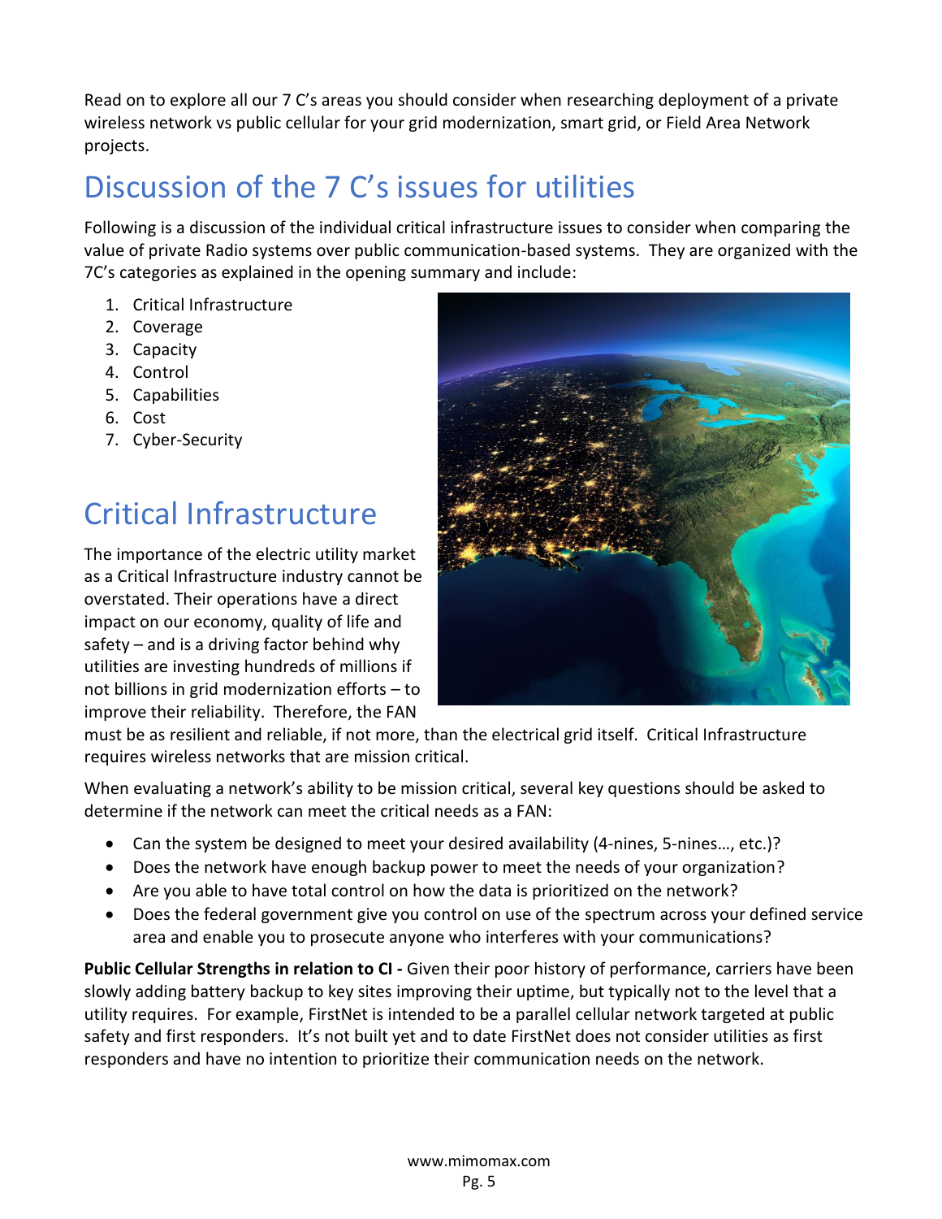Read on to explore all our 7 C's areas you should consider when researching deployment of a private wireless network vs public cellular for your grid modernization, smart grid, or Field Area Network projects.

# Discussion of the 7 C's issues for utilities

Following is a discussion of the individual critical infrastructure issues to consider when comparing the value of private Radio systems over public communication-based systems. They are organized with the 7C's categories as explained in the opening summary and include:

1. Critical Infrastructure
2. Coverage
3. Capacity
4. Control
5. Capabilities
6. Cost
7. Cyber-Security

# Critical Infrastructure

The importance of the electric utility market as a Critical Infrastructure industry cannot be overstated. Their operations have a direct impact on our economy, quality of life and safety – and is a driving factor behind why utilities are investing hundreds of millions if not billions in grid modernization efforts – to improve their reliability. Therefore, the FAN must be as resilient and reliable, if not more, than the electrical grid itself. Critical Infrastructure requires wireless networks that are mission critical.

When evaluating a network's ability to be mission critical, several key questions should be asked to determine if the network can meet the critical needs as a FAN:

- Can the system be designed to meet your desired availability (4-nines, 5-nines…, etc.)?
- Does the network have enough backup power to meet the needs of your organization?
- Are you able to have total control on how the data is prioritized on the network?
- Does the federal government give you control on use of the spectrum across your defined service area and enable you to prosecute anyone who interferes with your communications?

**Public Cellular Strengths in relation to CI -** Given their poor history of performance, carriers have been slowly adding battery backup to key sites improving their uptime, but typically not to the level that a utility requires. For example, FirstNet is intended to be a parallel cellular network targeted at public safety and first responders. It's not built yet and to date FirstNet does not consider utilities as first responders and have no intention to prioritize their communication needs on the network.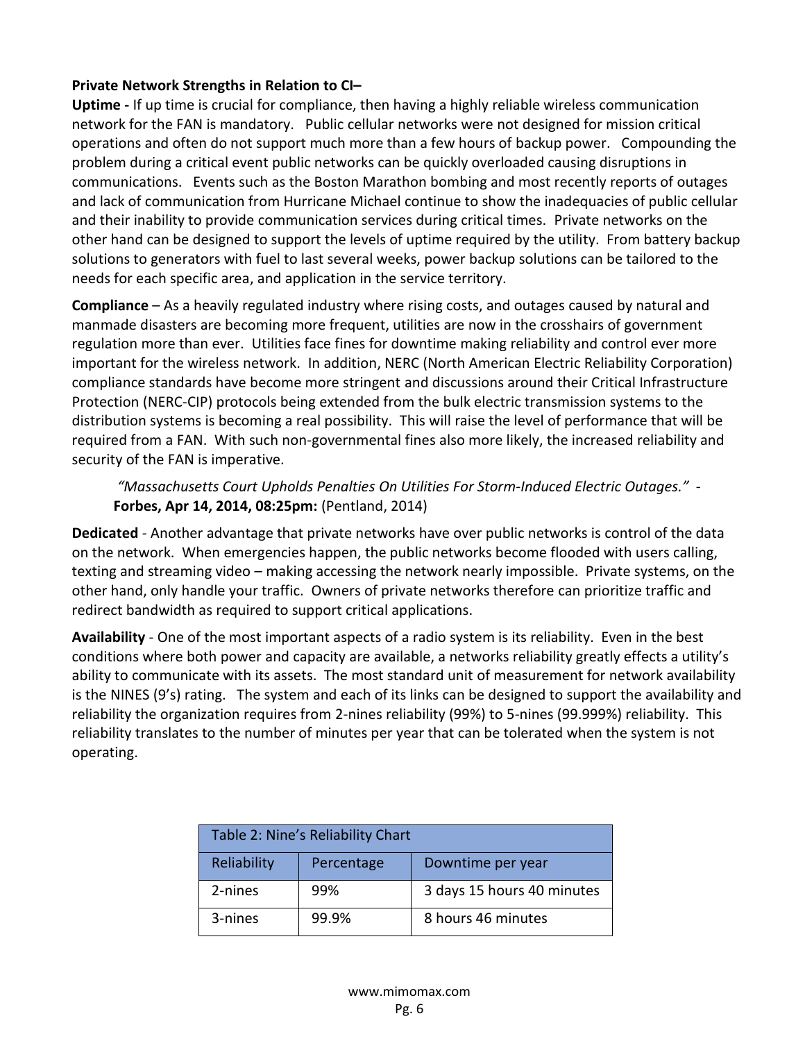**Private Network Strengths in Relation to CI–**

**Uptime -** If up time is crucial for compliance, then having a highly reliable wireless communication network for the FAN is mandatory. Public cellular networks were not designed for mission critical operations and often do not support much more than a few hours of backup power. Compounding the problem during a critical event public networks can be quickly overloaded causing disruptions in communications. Events such as the Boston Marathon bombing and most recently reports of outages and lack of communication from Hurricane Michael continue to show the inadequacies of public cellular and their inability to provide communication services during critical times. Private networks on the other hand can be designed to support the levels of uptime required by the utility. From battery backup solutions to generators with fuel to last several weeks, power backup solutions can be tailored to the needs for each specific area, and application in the service territory.

**Compliance** – As a heavily regulated industry where rising costs, and outages caused by natural and manmade disasters are becoming more frequent, utilities are now in the crosshairs of government regulation more than ever. Utilities face fines for downtime making reliability and control ever more important for the wireless network. In addition, NERC (North American Electric Reliability Corporation) compliance standards have become more stringent and discussions around their Critical Infrastructure Protection (NERC-CIP) protocols being extended from the bulk electric transmission systems to the distribution systems is becoming a real possibility. This will raise the level of performance that will be required from a FAN. With such non-governmental fines also more likely, the increased reliability and security of the FAN is imperative.

> *"Massachusetts Court Upholds Penalties On Utilities For Storm-Induced Electric Outages."* - **Forbes, Apr 14, 2014, 08:25pm:** (Pentland, 2014)

**Dedicated** - Another advantage that private networks have over public networks is control of the data on the network. When emergencies happen, the public networks become flooded with users calling, texting and streaming video – making accessing the network nearly impossible. Private systems, on the other hand, only handle your traffic. Owners of private networks therefore can prioritize traffic and redirect bandwidth as required to support critical applications.

**Availability** - One of the most important aspects of a radio system is its reliability. Even in the best conditions where both power and capacity are available, a networks reliability greatly effects a utility's ability to communicate with its assets. The most standard unit of measurement for network availability is the NINES (9's) rating. The system and each of its links can be designed to support the availability and reliability the organization requires from 2-nines reliability (99%) to 5-nines (99.999%) reliability. This reliability translates to the number of minutes per year that can be tolerated when the system is not operating.

Table 2: Nine's Reliability Chart

| Reliability | Percentage | Downtime per year |
|---|---|---|
| 2-nines | 99% | 3 days 15 hours 40 minutes |
| 3-nines | 99.9% | 8 hours 46 minutes |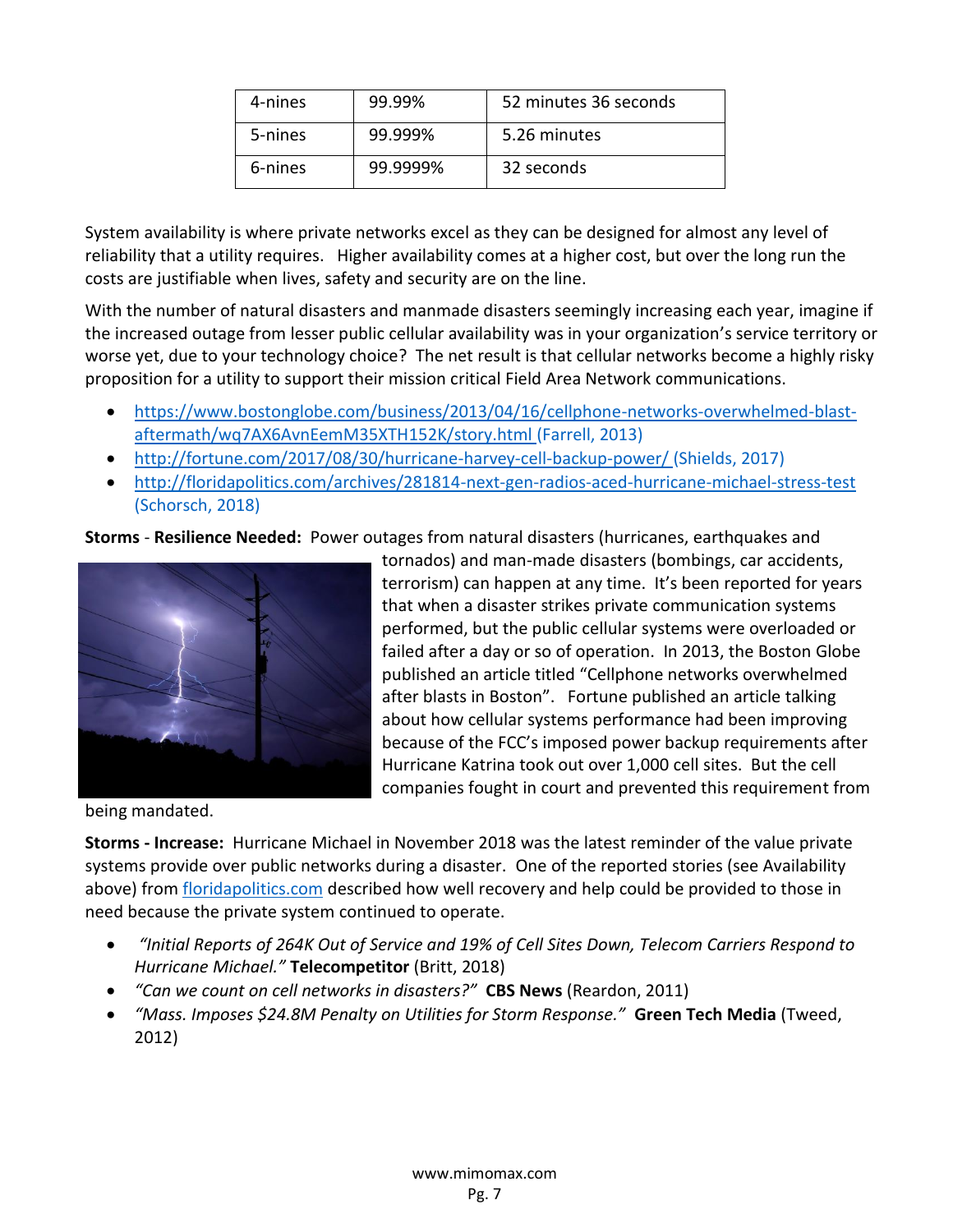| 4-nines | 99.99% | 52 minutes 36 seconds |
| --- | --- | --- |
| 5-nines | 99.999% | 5.26 minutes |
| 6-nines | 99.9999% | 32 seconds |

System availability is where private networks excel as they can be designed for almost any level of reliability that a utility requires. Higher availability comes at a higher cost, but over the long run the costs are justifiable when lives, safety and security are on the line.

With the number of natural disasters and manmade disasters seemingly increasing each year, imagine if the increased outage from lesser public cellular availability was in your organization's service territory or worse yet, due to your technology choice? The net result is that cellular networks become a highly risky proposition for a utility to support their mission critical Field Area Network communications.

- https://www.bostonglobe.com/business/2013/04/16/cellphone-networks-overwhelmed-blast-aftermath/wq7AX6AvnEemM35XTH152K/story.html (Farrell, 2013)
- http://fortune.com/2017/08/30/hurricane-harvey-cell-backup-power/ (Shields, 2017)
- http://floridapolitics.com/archives/281814-next-gen-radios-aced-hurricane-michael-stress-test (Schorsch, 2018)

**Storms** - **Resilience Needed:** Power outages from natural disasters (hurricanes, earthquakes and tornados) and man-made disasters (bombings, car accidents, terrorism) can happen at any time. It's been reported for years that when a disaster strikes private communication systems performed, but the public cellular systems were overloaded or failed after a day or so of operation. In 2013, the Boston Globe published an article titled "Cellphone networks overwhelmed after blasts in Boston". Fortune published an article talking about how cellular systems performance had been improving because of the FCC's imposed power backup requirements after Hurricane Katrina took out over 1,000 cell sites. But the cell companies fought in court and prevented this requirement from being mandated.

**Storms - Increase:** Hurricane Michael in November 2018 was the latest reminder of the value private systems provide over public networks during a disaster. One of the reported stories (see Availability above) from floridapolitics.com described how well recovery and help could be provided to those in need because the private system continued to operate.

- *"Initial Reports of 264K Out of Service and 19% of Cell Sites Down, Telecom Carriers Respond to Hurricane Michael."* **Telecompetitor** (Britt, 2018)
- *"Can we count on cell networks in disasters?"* **CBS News** (Reardon, 2011)
- *"Mass. Imposes $24.8M Penalty on Utilities for Storm Response."* **Green Tech Media** (Tweed, 2012)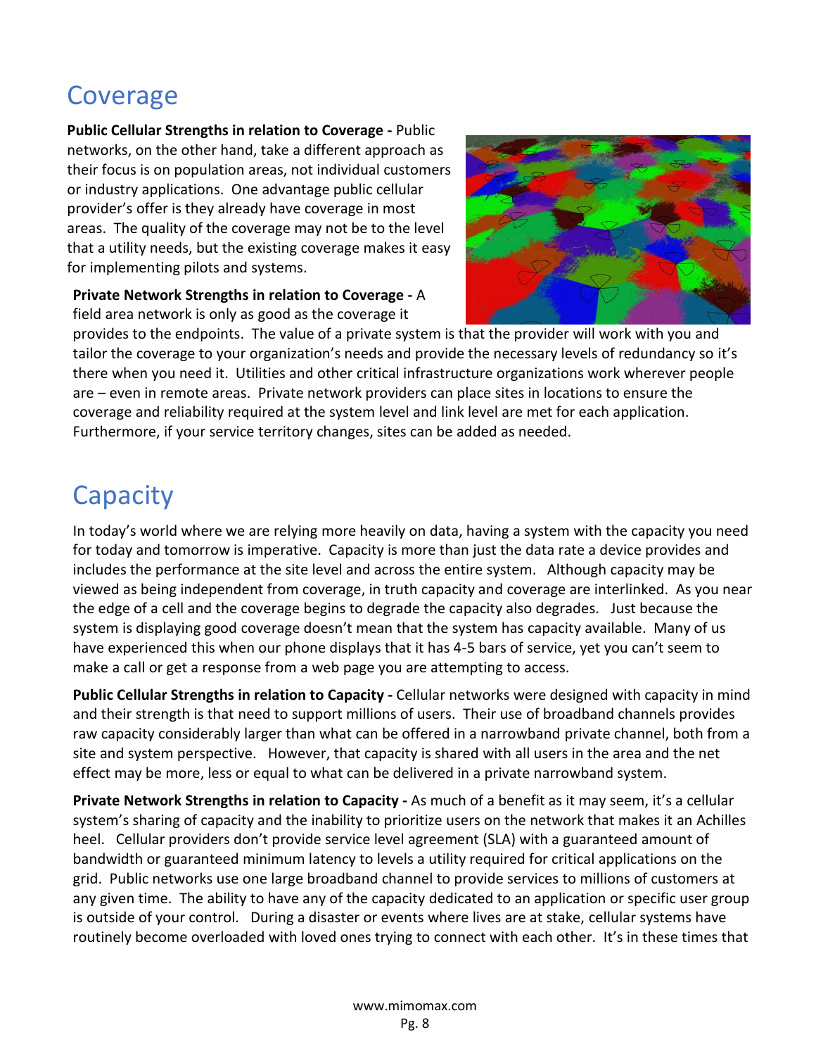## Coverage

**Public Cellular Strengths in relation to Coverage -** Public networks, on the other hand, take a different approach as their focus is on population areas, not individual customers or industry applications. One advantage public cellular provider's offer is they already have coverage in most areas. The quality of the coverage may not be to the level that a utility needs, but the existing coverage makes it easy for implementing pilots and systems.

**Private Network Strengths in relation to Coverage -** A field area network is only as good as the coverage it provides to the endpoints. The value of a private system is that the provider will work with you and tailor the coverage to your organization's needs and provide the necessary levels of redundancy so it's there when you need it. Utilities and other critical infrastructure organizations work wherever people are – even in remote areas. Private network providers can place sites in locations to ensure the coverage and reliability required at the system level and link level are met for each application. Furthermore, if your service territory changes, sites can be added as needed.

## Capacity

In today's world where we are relying more heavily on data, having a system with the capacity you need for today and tomorrow is imperative. Capacity is more than just the data rate a device provides and includes the performance at the site level and across the entire system. Although capacity may be viewed as being independent from coverage, in truth capacity and coverage are interlinked. As you near the edge of a cell and the coverage begins to degrade the capacity also degrades. Just because the system is displaying good coverage doesn't mean that the system has capacity available. Many of us have experienced this when our phone displays that it has 4-5 bars of service, yet you can't seem to make a call or get a response from a web page you are attempting to access.

**Public Cellular Strengths in relation to Capacity -** Cellular networks were designed with capacity in mind and their strength is that need to support millions of users. Their use of broadband channels provides raw capacity considerably larger than what can be offered in a narrowband private channel, both from a site and system perspective. However, that capacity is shared with all users in the area and the net effect may be more, less or equal to what can be delivered in a private narrowband system.

**Private Network Strengths in relation to Capacity -** As much of a benefit as it may seem, it's a cellular system's sharing of capacity and the inability to prioritize users on the network that makes it an Achilles heel. Cellular providers don't provide service level agreement (SLA) with a guaranteed amount of bandwidth or guaranteed minimum latency to levels a utility required for critical applications on the grid. Public networks use one large broadband channel to provide services to millions of customers at any given time. The ability to have any of the capacity dedicated to an application or specific user group is outside of your control. During a disaster or events where lives are at stake, cellular systems have routinely become overloaded with loved ones trying to connect with each other. It's in these times that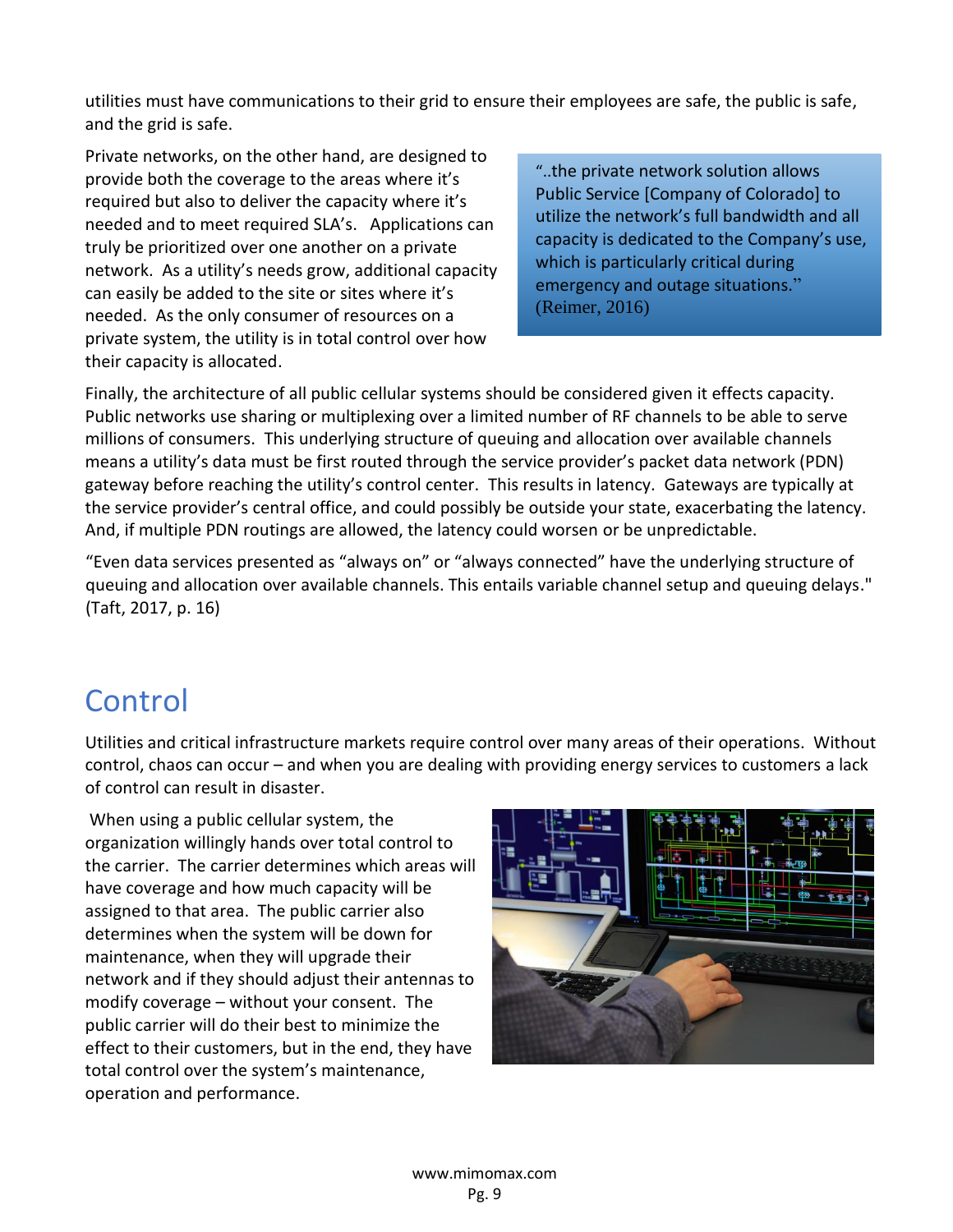utilities must have communications to their grid to ensure their employees are safe, the public is safe, and the grid is safe.

Private networks, on the other hand, are designed to provide both the coverage to the areas where it's required but also to deliver the capacity where it's needed and to meet required SLA's. Applications can truly be prioritized over one another on a private network. As a utility's needs grow, additional capacity can easily be added to the site or sites where it's needed. As the only consumer of resources on a private system, the utility is in total control over how their capacity is allocated.

> "..the private network solution allows Public Service [Company of Colorado] to utilize the network's full bandwidth and all capacity is dedicated to the Company's use, which is particularly critical during emergency and outage situations." (Reimer, 2016)

Finally, the architecture of all public cellular systems should be considered given it effects capacity. Public networks use sharing or multiplexing over a limited number of RF channels to be able to serve millions of consumers. This underlying structure of queuing and allocation over available channels means a utility's data must be first routed through the service provider's packet data network (PDN) gateway before reaching the utility's control center. This results in latency. Gateways are typically at the service provider's central office, and could possibly be outside your state, exacerbating the latency. And, if multiple PDN routings are allowed, the latency could worsen or be unpredictable.

"Even data services presented as "always on" or "always connected" have the underlying structure of queuing and allocation over available channels. This entails variable channel setup and queuing delays." (Taft, 2017, p. 16)

# Control

Utilities and critical infrastructure markets require control over many areas of their operations. Without control, chaos can occur – and when you are dealing with providing energy services to customers a lack of control can result in disaster.

When using a public cellular system, the organization willingly hands over total control to the carrier. The carrier determines which areas will have coverage and how much capacity will be assigned to that area. The public carrier also determines when the system will be down for maintenance, when they will upgrade their network and if they should adjust their antennas to modify coverage – without your consent. The public carrier will do their best to minimize the effect to their customers, but in the end, they have total control over the system's maintenance, operation and performance.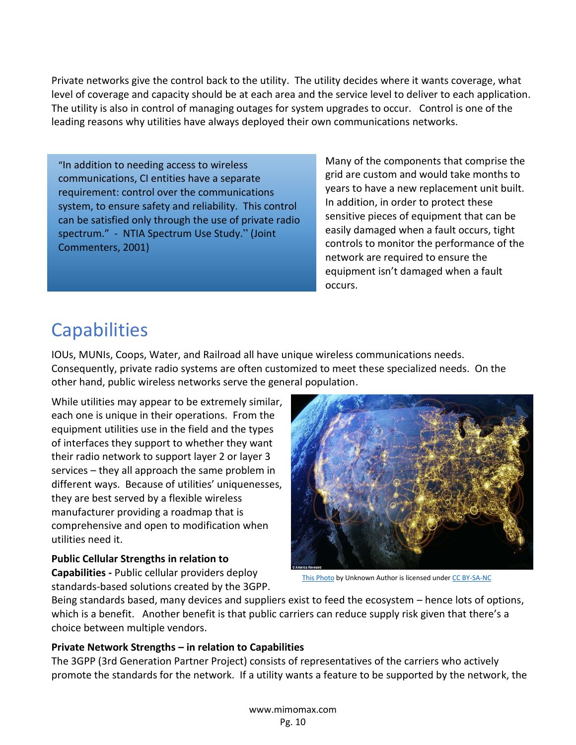Private networks give the control back to the utility. The utility decides where it wants coverage, what level of coverage and capacity should be at each area and the service level to deliver to each application. The utility is also in control of managing outages for system upgrades to occur. Control is one of the leading reasons why utilities have always deployed their own communications networks.

> "In addition to needing access to wireless communications, CI entities have a separate requirement: control over the communications system, to ensure safety and reliability. This control can be satisfied only through the use of private radio spectrum." - NTIA Spectrum Use Study." (Joint Commenters, 2001)

Many of the components that comprise the grid are custom and would take months to years to have a new replacement unit built. In addition, in order to protect these sensitive pieces of equipment that can be easily damaged when a fault occurs, tight controls to monitor the performance of the network are required to ensure the equipment isn't damaged when a fault occurs.

# Capabilities

IOUs, MUNIs, Coops, Water, and Railroad all have unique wireless communications needs. Consequently, private radio systems are often customized to meet these specialized needs. On the other hand, public wireless networks serve the general population.

While utilities may appear to be extremely similar, each one is unique in their operations. From the equipment utilities use in the field and the types of interfaces they support to whether they want their radio network to support layer 2 or layer 3 services – they all approach the same problem in different ways. Because of utilities' uniquenesses, they are best served by a flexible wireless manufacturer providing a roadmap that is comprehensive and open to modification when utilities need it.

This Photo by Unknown Author is licensed under CC BY-SA-NC

**Public Cellular Strengths in relation to Capabilities -** Public cellular providers deploy standards-based solutions created by the 3GPP. Being standards based, many devices and suppliers exist to feed the ecosystem – hence lots of options, which is a benefit. Another benefit is that public carriers can reduce supply risk given that there's a choice between multiple vendors.

**Private Network Strengths – in relation to Capabilities**

The 3GPP (3rd Generation Partner Project) consists of representatives of the carriers who actively promote the standards for the network. If a utility wants a feature to be supported by the network, the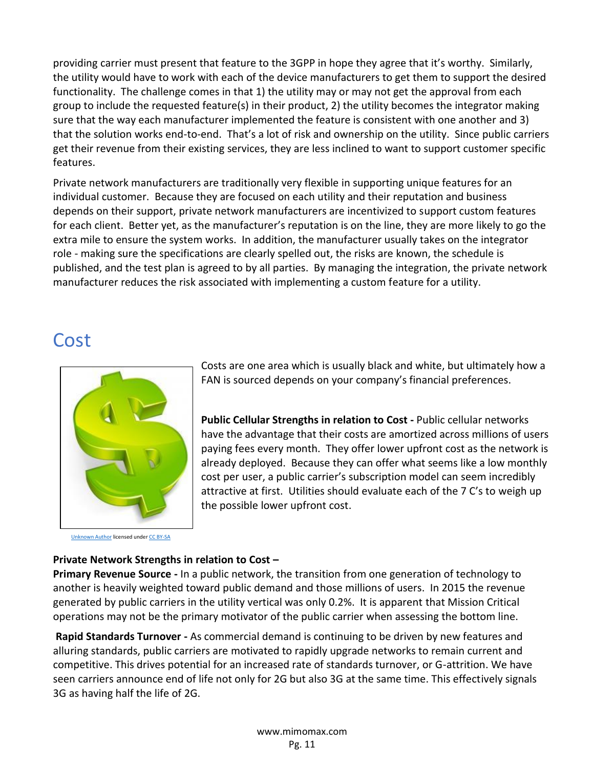providing carrier must present that feature to the 3GPP in hope they agree that it's worthy. Similarly, the utility would have to work with each of the device manufacturers to get them to support the desired functionality. The challenge comes in that 1) the utility may or may not get the approval from each group to include the requested feature(s) in their product, 2) the utility becomes the integrator making sure that the way each manufacturer implemented the feature is consistent with one another and 3) that the solution works end-to-end. That's a lot of risk and ownership on the utility. Since public carriers get their revenue from their existing services, they are less inclined to want to support customer specific features.

Private network manufacturers are traditionally very flexible in supporting unique features for an individual customer. Because they are focused on each utility and their reputation and business depends on their support, private network manufacturers are incentivized to support custom features for each client. Better yet, as the manufacturer's reputation is on the line, they are more likely to go the extra mile to ensure the system works. In addition, the manufacturer usually takes on the integrator role - making sure the specifications are clearly spelled out, the risks are known, the schedule is published, and the test plan is agreed to by all parties. By managing the integration, the private network manufacturer reduces the risk associated with implementing a custom feature for a utility.

## Cost

Unknown Author licensed under CC BY-SA

Costs are one area which is usually black and white, but ultimately how a FAN is sourced depends on your company's financial preferences.

**Public Cellular Strengths in relation to Cost -** Public cellular networks have the advantage that their costs are amortized across millions of users paying fees every month. They offer lower upfront cost as the network is already deployed. Because they can offer what seems like a low monthly cost per user, a public carrier's subscription model can seem incredibly attractive at first. Utilities should evaluate each of the 7 C's to weigh up the possible lower upfront cost.

**Private Network Strengths in relation to Cost –**

**Primary Revenue Source -** In a public network, the transition from one generation of technology to another is heavily weighted toward public demand and those millions of users. In 2015 the revenue generated by public carriers in the utility vertical was only 0.2%. It is apparent that Mission Critical operations may not be the primary motivator of the public carrier when assessing the bottom line.

**Rapid Standards Turnover -** As commercial demand is continuing to be driven by new features and alluring standards, public carriers are motivated to rapidly upgrade networks to remain current and competitive. This drives potential for an increased rate of standards turnover, or G-attrition. We have seen carriers announce end of life not only for 2G but also 3G at the same time. This effectively signals 3G as having half the life of 2G.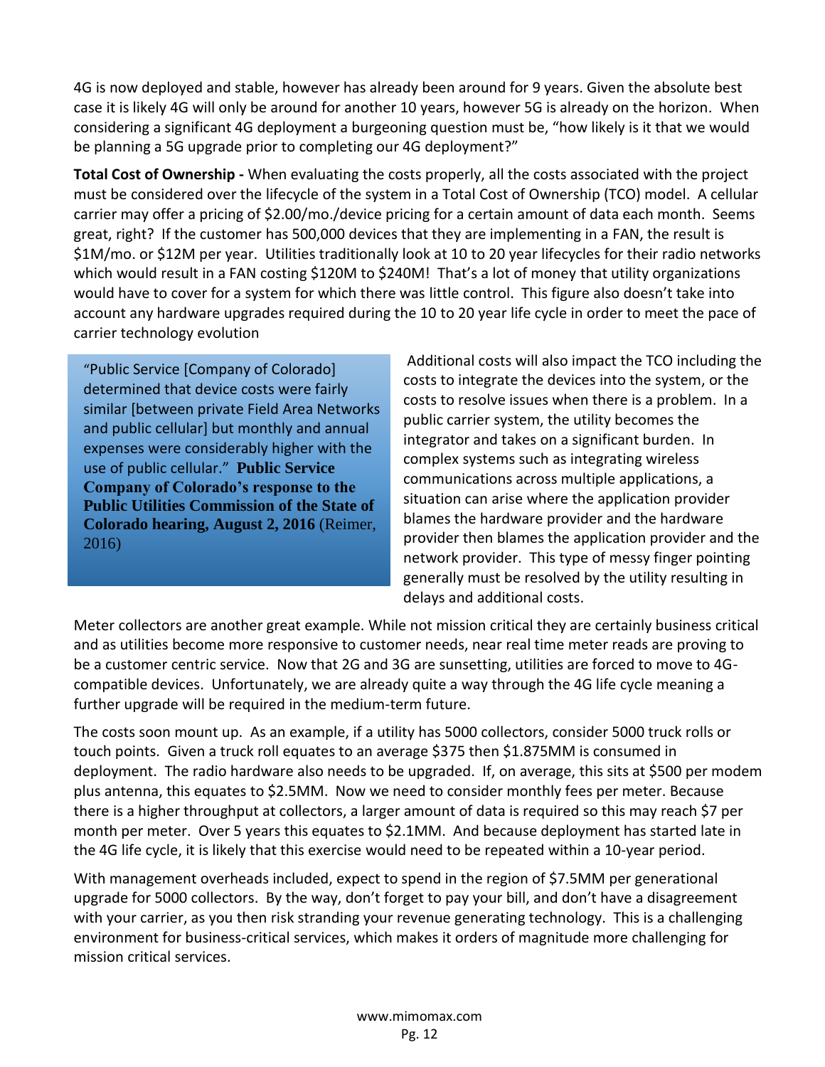4G is now deployed and stable, however has already been around for 9 years. Given the absolute best case it is likely 4G will only be around for another 10 years, however 5G is already on the horizon. When considering a significant 4G deployment a burgeoning question must be, "how likely is it that we would be planning a 5G upgrade prior to completing our 4G deployment?"

**Total Cost of Ownership -** When evaluating the costs properly, all the costs associated with the project must be considered over the lifecycle of the system in a Total Cost of Ownership (TCO) model. A cellular carrier may offer a pricing of $2.00/mo./device pricing for a certain amount of data each month. Seems great, right? If the customer has 500,000 devices that they are implementing in a FAN, the result is $1M/mo. or $12M per year. Utilities traditionally look at 10 to 20 year lifecycles for their radio networks which would result in a FAN costing $120M to $240M! That's a lot of money that utility organizations would have to cover for a system for which there was little control. This figure also doesn't take into account any hardware upgrades required during the 10 to 20 year life cycle in order to meet the pace of carrier technology evolution

> "Public Service [Company of Colorado] determined that device costs were fairly similar [between private Field Area Networks and public cellular] but monthly and annual expenses were considerably higher with the use of public cellular." **Public Service Company of Colorado's response to the Public Utilities Commission of the State of Colorado hearing, August 2, 2016** (Reimer, 2016)

Additional costs will also impact the TCO including the costs to integrate the devices into the system, or the costs to resolve issues when there is a problem. In a public carrier system, the utility becomes the integrator and takes on a significant burden. In complex systems such as integrating wireless communications across multiple applications, a situation can arise where the application provider blames the hardware provider and the hardware provider then blames the application provider and the network provider. This type of messy finger pointing generally must be resolved by the utility resulting in delays and additional costs.

Meter collectors are another great example. While not mission critical they are certainly business critical and as utilities become more responsive to customer needs, near real time meter reads are proving to be a customer centric service. Now that 2G and 3G are sunsetting, utilities are forced to move to 4G-compatible devices. Unfortunately, we are already quite a way through the 4G life cycle meaning a further upgrade will be required in the medium-term future.

The costs soon mount up. As an example, if a utility has 5000 collectors, consider 5000 truck rolls or touch points. Given a truck roll equates to an average $375 then $1.875MM is consumed in deployment. The radio hardware also needs to be upgraded. If, on average, this sits at $500 per modem plus antenna, this equates to $2.5MM. Now we need to consider monthly fees per meter. Because there is a higher throughput at collectors, a larger amount of data is required so this may reach $7 per month per meter. Over 5 years this equates to $2.1MM. And because deployment has started late in the 4G life cycle, it is likely that this exercise would need to be repeated within a 10-year period.

With management overheads included, expect to spend in the region of $7.5MM per generational upgrade for 5000 collectors. By the way, don't forget to pay your bill, and don't have a disagreement with your carrier, as you then risk stranding your revenue generating technology. This is a challenging environment for business-critical services, which makes it orders of magnitude more challenging for mission critical services.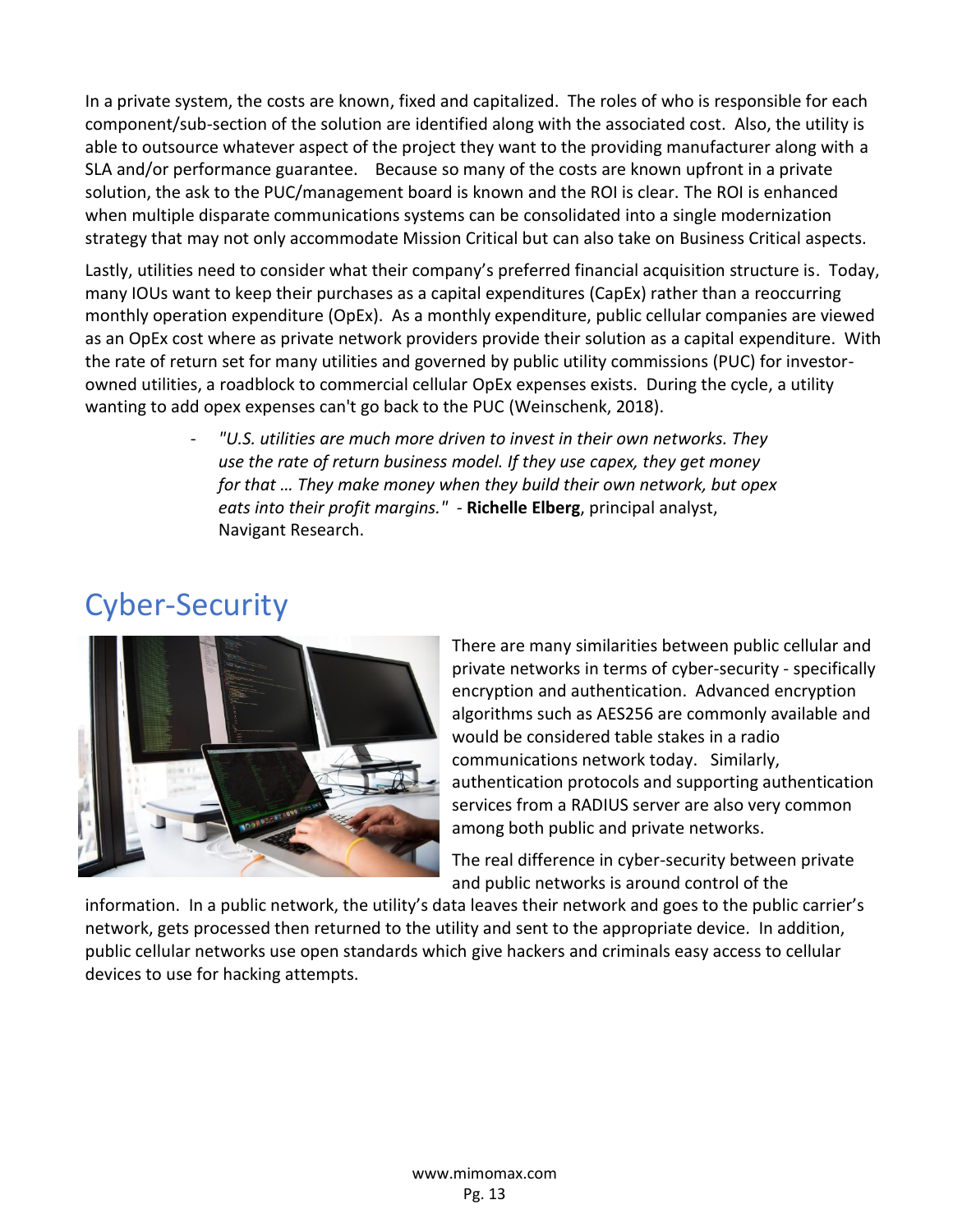In a private system, the costs are known, fixed and capitalized. The roles of who is responsible for each component/sub-section of the solution are identified along with the associated cost. Also, the utility is able to outsource whatever aspect of the project they want to the providing manufacturer along with a SLA and/or performance guarantee. Because so many of the costs are known upfront in a private solution, the ask to the PUC/management board is known and the ROI is clear. The ROI is enhanced when multiple disparate communications systems can be consolidated into a single modernization strategy that may not only accommodate Mission Critical but can also take on Business Critical aspects.

Lastly, utilities need to consider what their company's preferred financial acquisition structure is. Today, many IOUs want to keep their purchases as a capital expenditures (CapEx) rather than a reoccurring monthly operation expenditure (OpEx). As a monthly expenditure, public cellular companies are viewed as an OpEx cost where as private network providers provide their solution as a capital expenditure. With the rate of return set for many utilities and governed by public utility commissions (PUC) for investor-owned utilities, a roadblock to commercial cellular OpEx expenses exists. During the cycle, a utility wanting to add opex expenses can't go back to the PUC (Weinschenk, 2018).

- *"U.S. utilities are much more driven to invest in their own networks. They use the rate of return business model. If they use capex, they get money for that … They make money when they build their own network, but opex eats into their profit margins."* - **Richelle Elberg**, principal analyst, Navigant Research.

# Cyber-Security

There are many similarities between public cellular and private networks in terms of cyber-security - specifically encryption and authentication. Advanced encryption algorithms such as AES256 are commonly available and would be considered table stakes in a radio communications network today. Similarly, authentication protocols and supporting authentication services from a RADIUS server are also very common among both public and private networks.

The real difference in cyber-security between private and public networks is around control of the information. In a public network, the utility's data leaves their network and goes to the public carrier's network, gets processed then returned to the utility and sent to the appropriate device. In addition, public cellular networks use open standards which give hackers and criminals easy access to cellular devices to use for hacking attempts.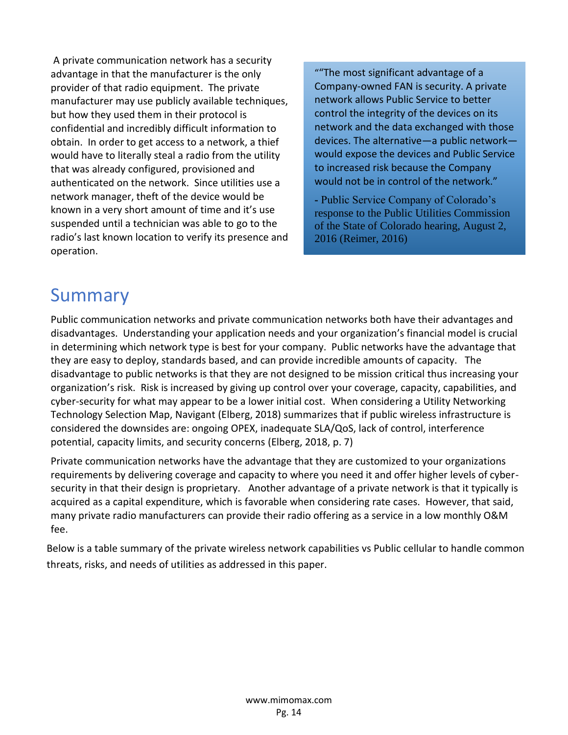A private communication network has a security advantage in that the manufacturer is the only provider of that radio equipment. The private manufacturer may use publicly available techniques, but how they used them in their protocol is confidential and incredibly difficult information to obtain. In order to get access to a network, a thief would have to literally steal a radio from the utility that was already configured, provisioned and authenticated on the network. Since utilities use a network manager, theft of the device would be known in a very short amount of time and it's use suspended until a technician was able to go to the radio's last known location to verify its presence and operation.

> ""The most significant advantage of a Company-owned FAN is security. A private network allows Public Service to better control the integrity of the devices on its network and the data exchanged with those devices. The alternative—a public network—would expose the devices and Public Service to increased risk because the Company would not be in control of the network."
>
> - Public Service Company of Colorado's response to the Public Utilities Commission of the State of Colorado hearing, August 2, 2016 (Reimer, 2016)

# Summary

Public communication networks and private communication networks both have their advantages and disadvantages. Understanding your application needs and your organization's financial model is crucial in determining which network type is best for your company. Public networks have the advantage that they are easy to deploy, standards based, and can provide incredible amounts of capacity. The disadvantage to public networks is that they are not designed to be mission critical thus increasing your organization's risk. Risk is increased by giving up control over your coverage, capacity, capabilities, and cyber-security for what may appear to be a lower initial cost. When considering a Utility Networking Technology Selection Map, Navigant (Elberg, 2018) summarizes that if public wireless infrastructure is considered the downsides are: ongoing OPEX, inadequate SLA/QoS, lack of control, interference potential, capacity limits, and security concerns (Elberg, 2018, p. 7)

Private communication networks have the advantage that they are customized to your organizations requirements by delivering coverage and capacity to where you need it and offer higher levels of cyber-security in that their design is proprietary. Another advantage of a private network is that it typically is acquired as a capital expenditure, which is favorable when considering rate cases. However, that said, many private radio manufacturers can provide their radio offering as a service in a low monthly O&M fee.

Below is a table summary of the private wireless network capabilities vs Public cellular to handle common threats, risks, and needs of utilities as addressed in this paper.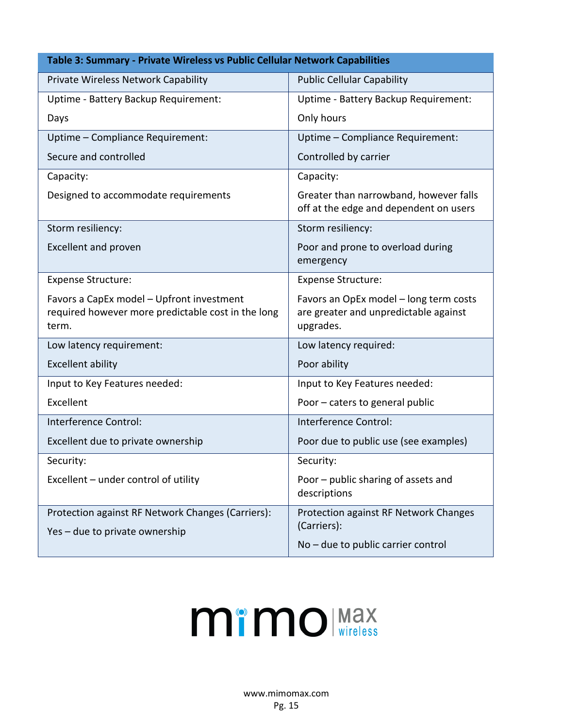**Table 3: Summary - Private Wireless vs Public Cellular Network Capabilities**

| Private Wireless Network Capability | Public Cellular Capability |
|---|---|
| Uptime - Battery Backup Requirement:<br>Days | Uptime - Battery Backup Requirement:<br>Only hours |
| Uptime – Compliance Requirement:<br>Secure and controlled | Uptime – Compliance Requirement:<br>Controlled by carrier |
| Capacity:<br>Designed to accommodate requirements | Capacity:<br>Greater than narrowband, however falls off at the edge and dependent on users |
| Storm resiliency:<br>Excellent and proven | Storm resiliency:<br>Poor and prone to overload during emergency |
| Expense Structure:<br>Favors a CapEx model – Upfront investment required however more predictable cost in the long term. | Expense Structure:<br>Favors an OpEx model – long term costs are greater and unpredictable against upgrades. |
| Low latency requirement:<br>Excellent ability | Low latency required:<br>Poor ability |
| Input to Key Features needed:<br>Excellent | Input to Key Features needed:<br>Poor – caters to general public |
| Interference Control:<br>Excellent due to private ownership | Interference Control:<br>Poor due to public use (see examples) |
| Security:<br>Excellent – under control of utility | Security:<br>Poor – public sharing of assets and descriptions |
| Protection against RF Network Changes (Carriers):<br>Yes – due to private ownership | Protection against RF Network Changes (Carriers):<br>No – due to public carrier control |

mimo max wireless

www.mimomax.com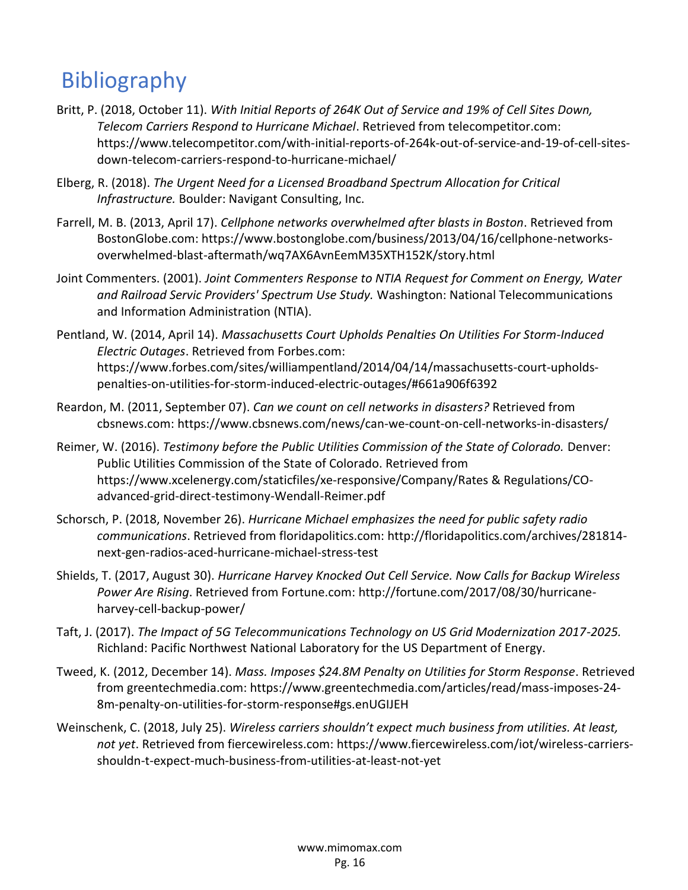# Bibliography

Britt, P. (2018, October 11). *With Initial Reports of 264K Out of Service and 19% of Cell Sites Down, Telecom Carriers Respond to Hurricane Michael*. Retrieved from telecompetitor.com: https://www.telecompetitor.com/with-initial-reports-of-264k-out-of-service-and-19-of-cell-sites-down-telecom-carriers-respond-to-hurricane-michael/

Elberg, R. (2018). *The Urgent Need for a Licensed Broadband Spectrum Allocation for Critical Infrastructure.* Boulder: Navigant Consulting, Inc.

Farrell, M. B. (2013, April 17). *Cellphone networks overwhelmed after blasts in Boston*. Retrieved from BostonGlobe.com: https://www.bostonglobe.com/business/2013/04/16/cellphone-networks-overwhelmed-blast-aftermath/wq7AX6AvnEemM35XTH152K/story.html

Joint Commenters. (2001). *Joint Commenters Response to NTIA Request for Comment on Energy, Water and Railroad Servic Providers' Spectrum Use Study.* Washington: National Telecommunications and Information Administration (NTIA).

Pentland, W. (2014, April 14). *Massachusetts Court Upholds Penalties On Utilities For Storm-Induced Electric Outages*. Retrieved from Forbes.com: https://www.forbes.com/sites/williampentland/2014/04/14/massachusetts-court-upholds-penalties-on-utilities-for-storm-induced-electric-outages/#661a906f6392

Reardon, M. (2011, September 07). *Can we count on cell networks in disasters?* Retrieved from cbsnews.com: https://www.cbsnews.com/news/can-we-count-on-cell-networks-in-disasters/

Reimer, W. (2016). *Testimony before the Public Utilities Commission of the State of Colorado.* Denver: Public Utilities Commission of the State of Colorado. Retrieved from https://www.xcelenergy.com/staticfiles/xe-responsive/Company/Rates & Regulations/CO-advanced-grid-direct-testimony-Wendall-Reimer.pdf

Schorsch, P. (2018, November 26). *Hurricane Michael emphasizes the need for public safety radio communications*. Retrieved from floridapolitics.com: http://floridapolitics.com/archives/281814-next-gen-radios-aced-hurricane-michael-stress-test

Shields, T. (2017, August 30). *Hurricane Harvey Knocked Out Cell Service. Now Calls for Backup Wireless Power Are Rising*. Retrieved from Fortune.com: http://fortune.com/2017/08/30/hurricane-harvey-cell-backup-power/

Taft, J. (2017). *The Impact of 5G Telecommunications Technology on US Grid Modernization 2017-2025.* Richland: Pacific Northwest National Laboratory for the US Department of Energy.

Tweed, K. (2012, December 14). *Mass. Imposes $24.8M Penalty on Utilities for Storm Response*. Retrieved from greentechmedia.com: https://www.greentechmedia.com/articles/read/mass-imposes-24-8m-penalty-on-utilities-for-storm-response#gs.enUGIJEH

Weinschenk, C. (2018, July 25). *Wireless carriers shouldn't expect much business from utilities. At least, not yet*. Retrieved from fiercewireless.com: https://www.fiercewireless.com/iot/wireless-carriers-shouldn-t-expect-much-business-from-utilities-at-least-not-yet